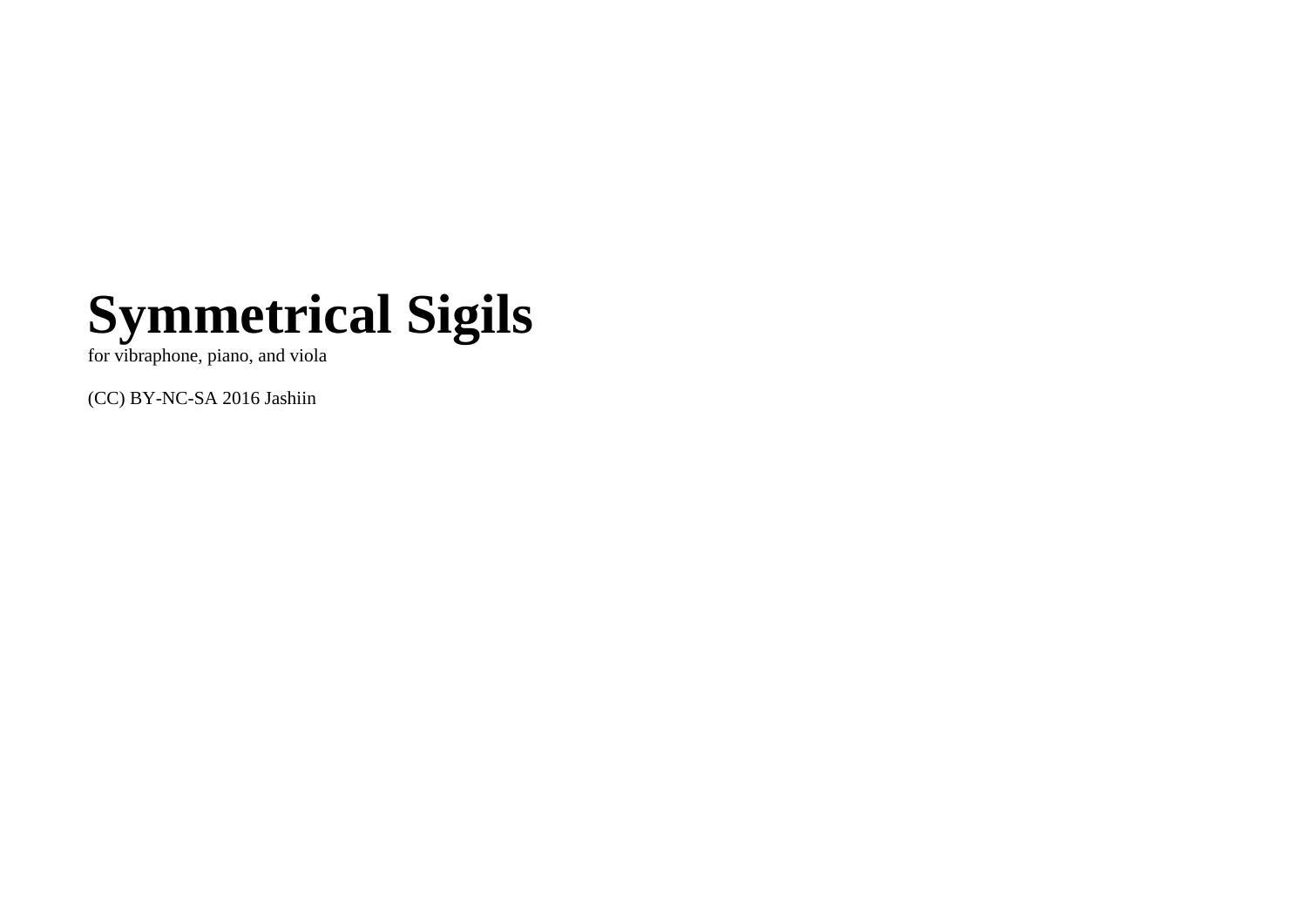# Symmetrical Sigils

for vibraphone, piano, and viola

(CC) BY-NC-SA 2016 Jashiin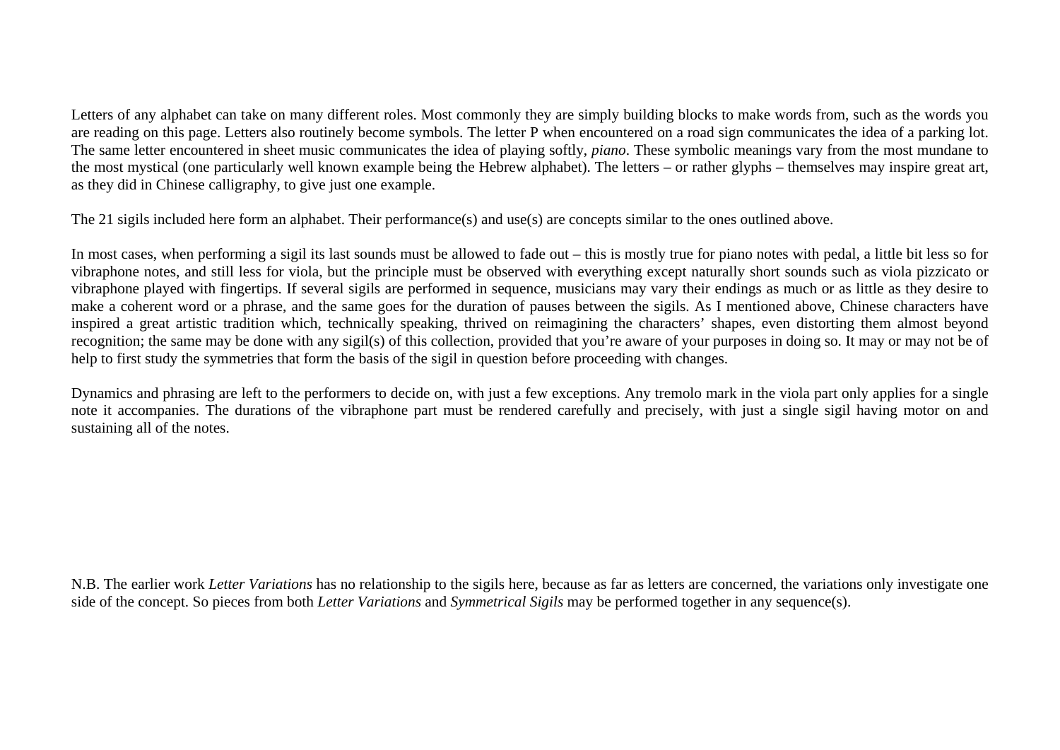Letters of any alphabet can take on many different roles. Most commonly they are simply building blocks to make words from, such as the words you are reading on this page. Letters also routinely become symbols. The letter P when encountered on a road sign communicates the idea of a parking lot. The same letter encountered in sheet music communicates the idea of playing softly, *piano*. These symbolic meanings vary from the most mundane to the most mystical (one particularly well known example being the Hebrew alphabet). The letters – or rather glyphs – themselves may inspire great art, as they did in Chinese calligraphy, to give just one example.

The 21 sigils included here form an alphabet. Their performance(s) and use(s) are concepts similar to the ones outlined above.

In most cases, when performing a sigil its last sounds must be allowed to fade out – this is mostly true for piano notes with pedal, a little bit less so for vibraphone notes, and still less for viola, but the principle must be observed with everything except naturally short sounds such as viola pizzicato or vibraphone played with fingertips. If several sigils are performed in sequence, musicians may vary their endings as much or as little as they desire to make a coherent word or a phrase, and the same goes for the duration of pauses between the sigils. As I mentioned above, Chinese characters have inspired a great artistic tradition which, technically speaking, thrived on reimagining the characters' shapes, even distorting them almost beyond recognition; the same may be done with any sigil(s) of this collection, provided that you're aware of your purposes in doing so. It may or may not be of help to first study the symmetries that form the basis of the sigil in question before proceeding with changes.

Dynamics and phrasing are left to the performers to decide on, with just a few exceptions. Any tremolo mark in the viola part only applies for a single note it accompanies. The durations of the vibraphone part must be rendered carefully and precisely, with just a single sigil having motor on and sustaining all of the notes.

N.B. The earlier work *Letter Variations* has no relationship to the sigils here, because as far as letters are concerned, the variations only investigate one side of the concept. So pieces from both *Letter Variations* and *Symmetrical Sigils* may be performed together in any sequence(s).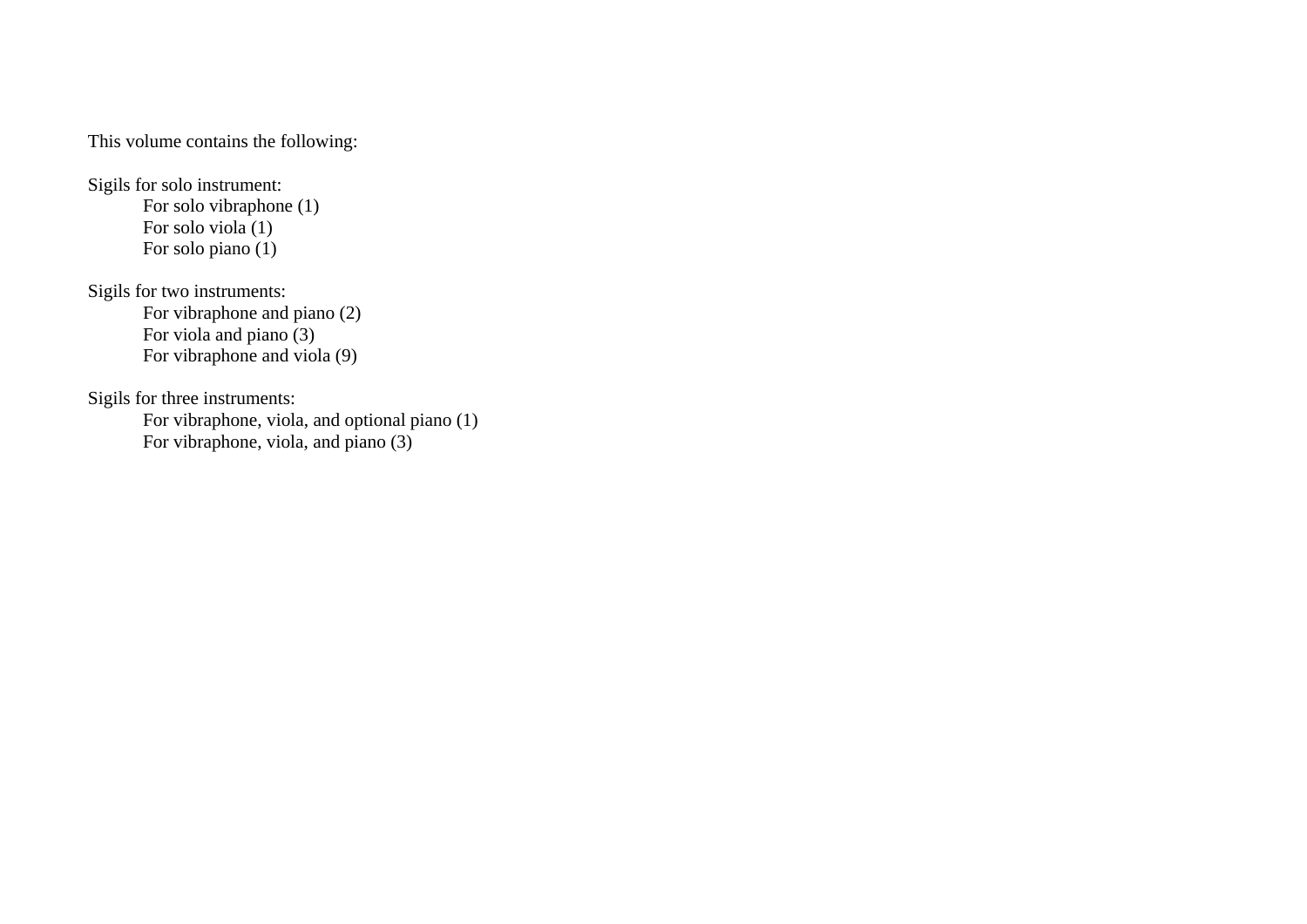This volume contains the following:

Sigils for solo instrument:

- For solo vibraphone (1)
- For solo viola (1)
- For solo piano (1)

Sigils for two instruments:

- For vibraphone and piano (2)
- For viola and piano (3)
- For vibraphone and viola (9)

Sigils for three instruments:

- For vibraphone, viola, and optional piano (1)
- For vibraphone, viola, and piano (3)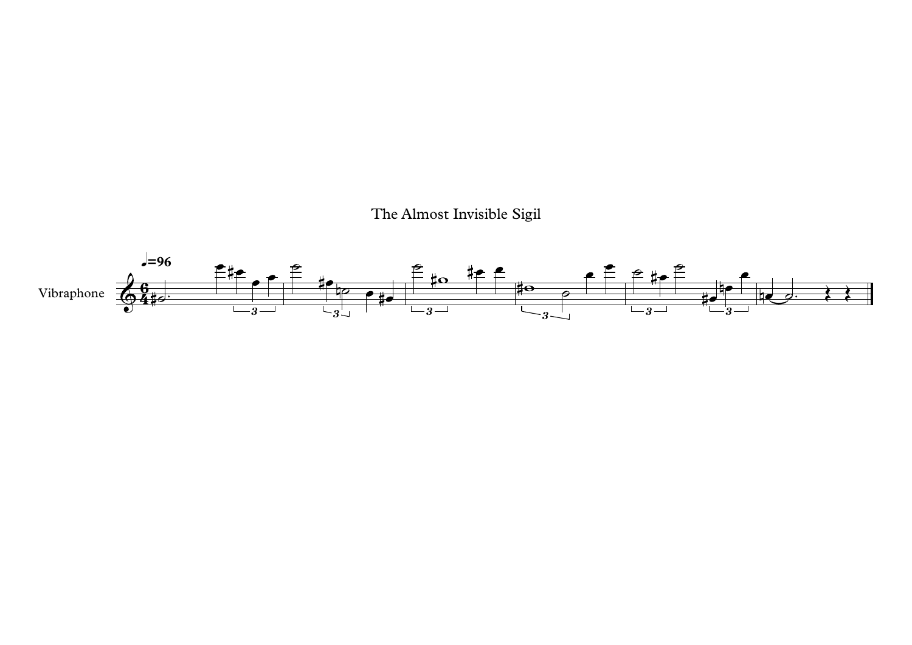# The Almost Invisible Sigil

♩=96

Vibraphone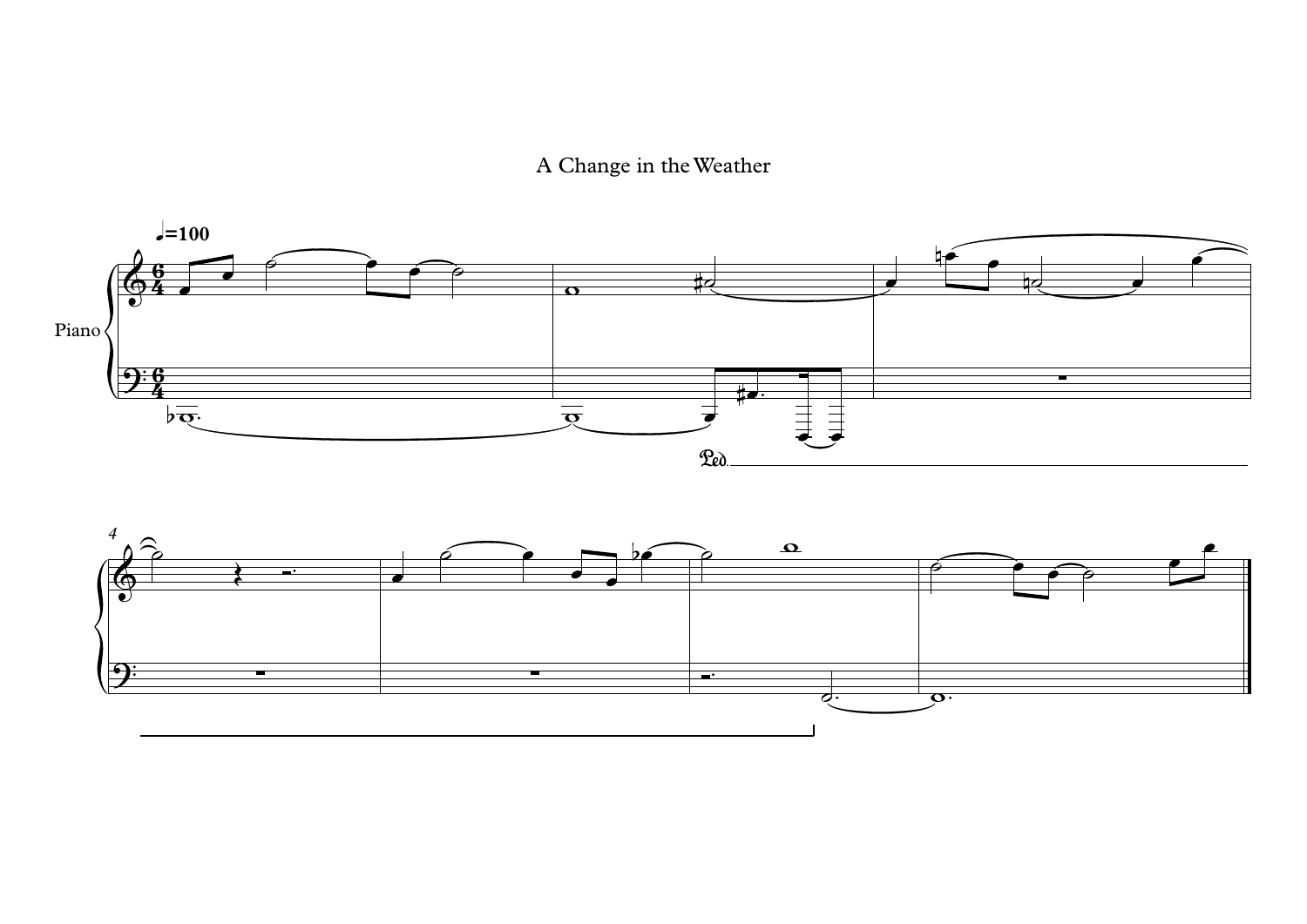# A Change in the Weather

♩=100

Piano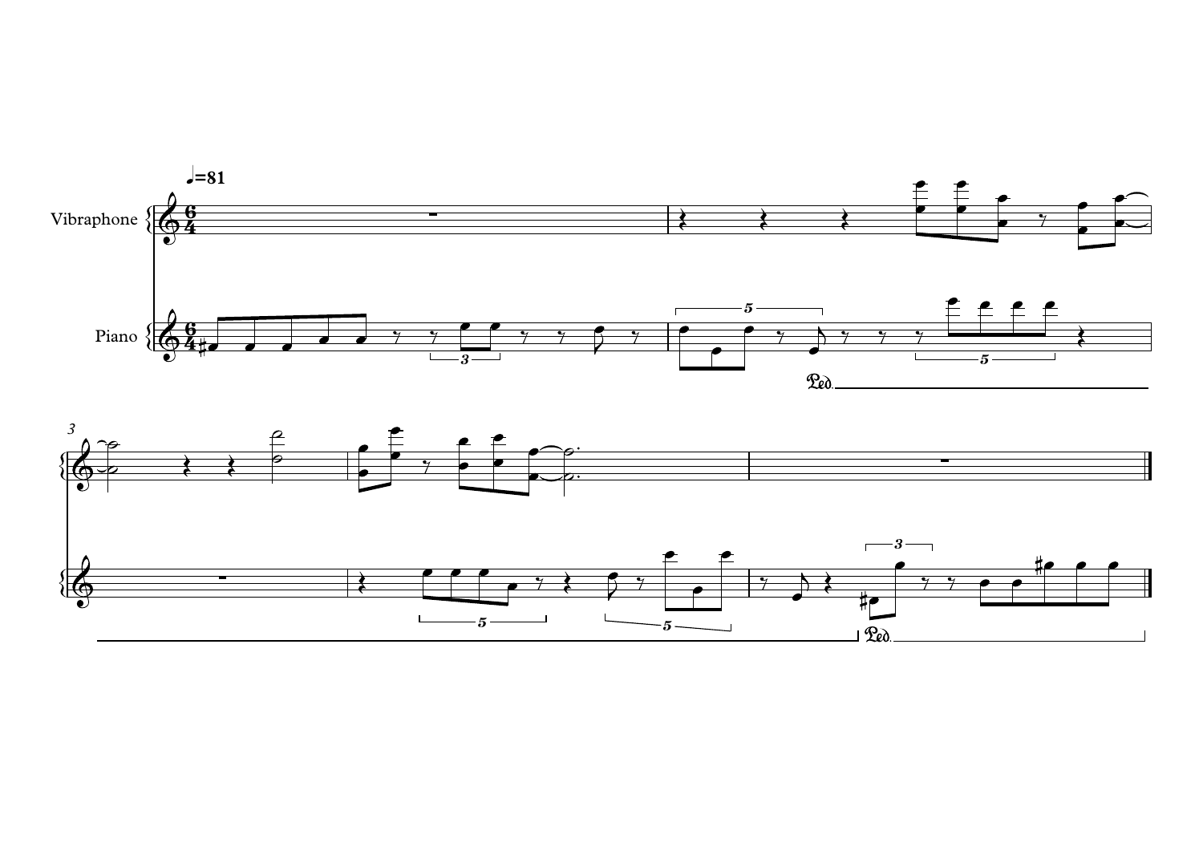♩=81

Vibraphone

Piano

Ped.

3

Ped.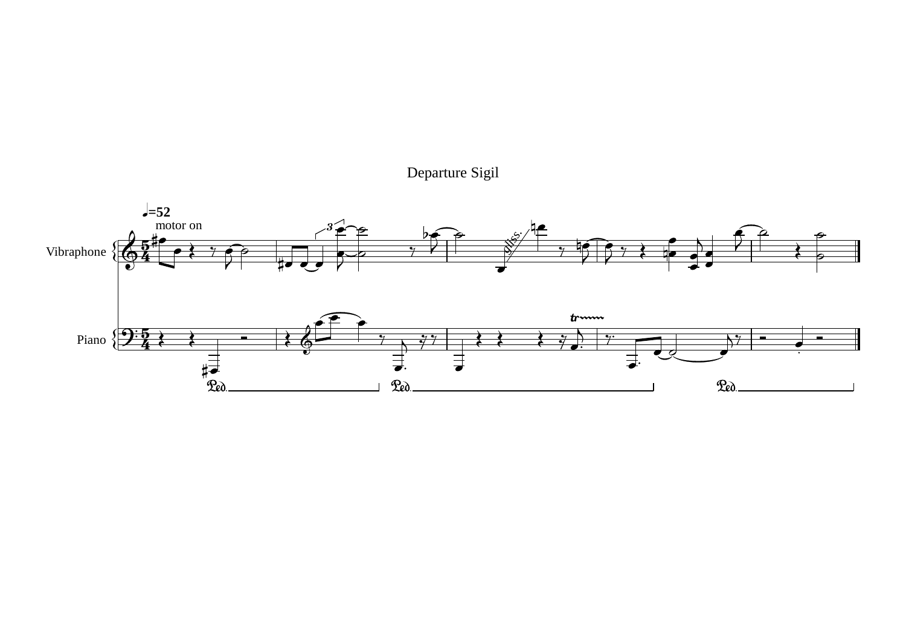# Departure Sigil

♩=52

motor on

Vibraphone

Piano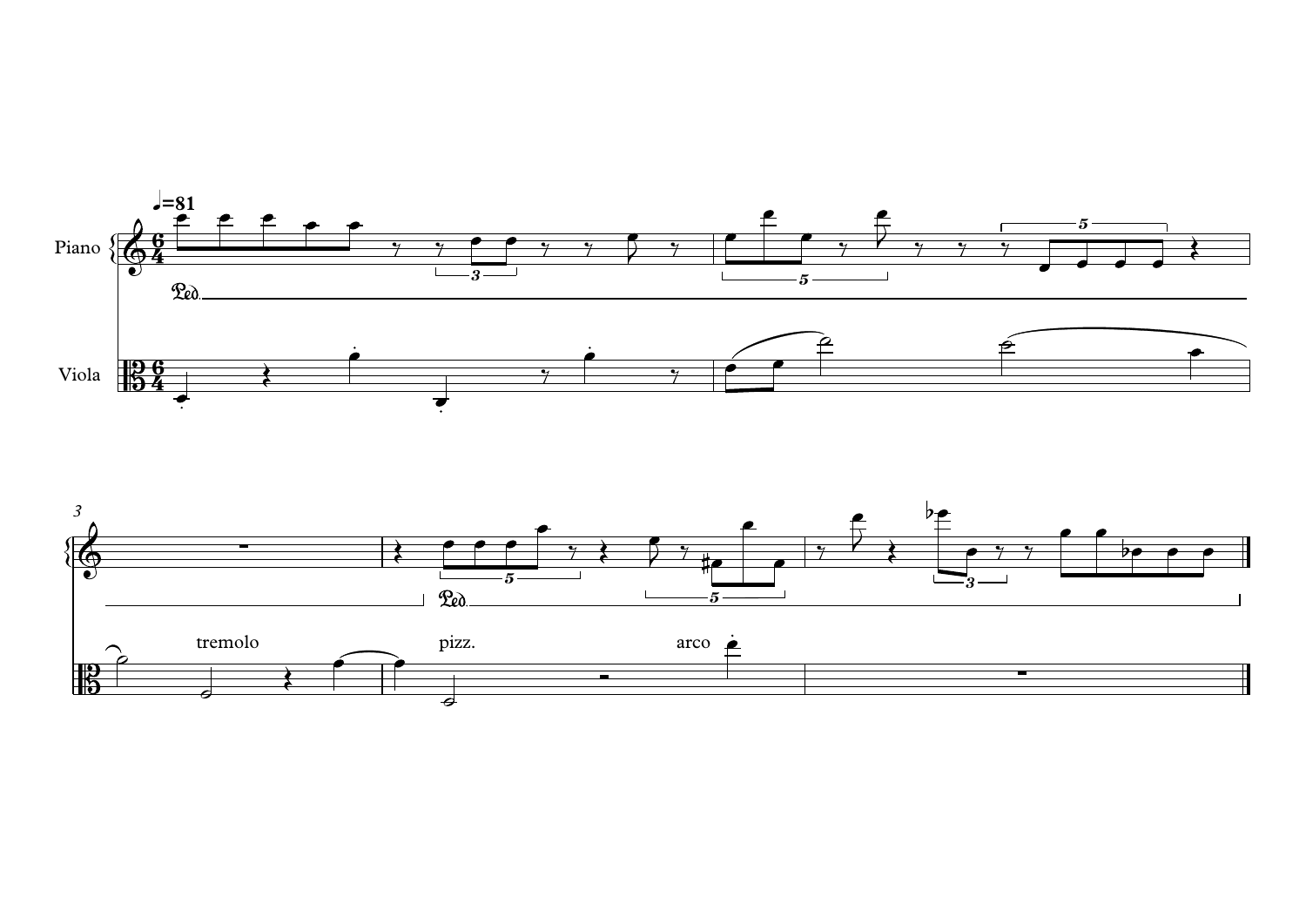♩=81

Piano

Viola

tremolo

pizz.

arco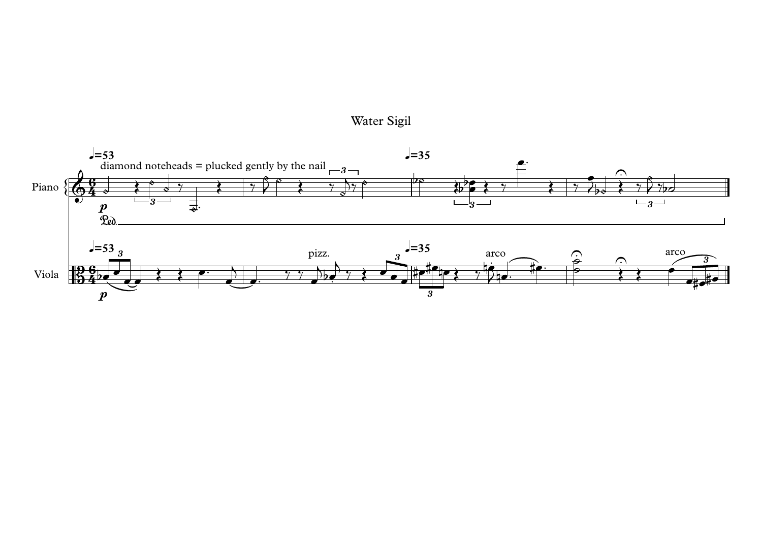# Water Sigil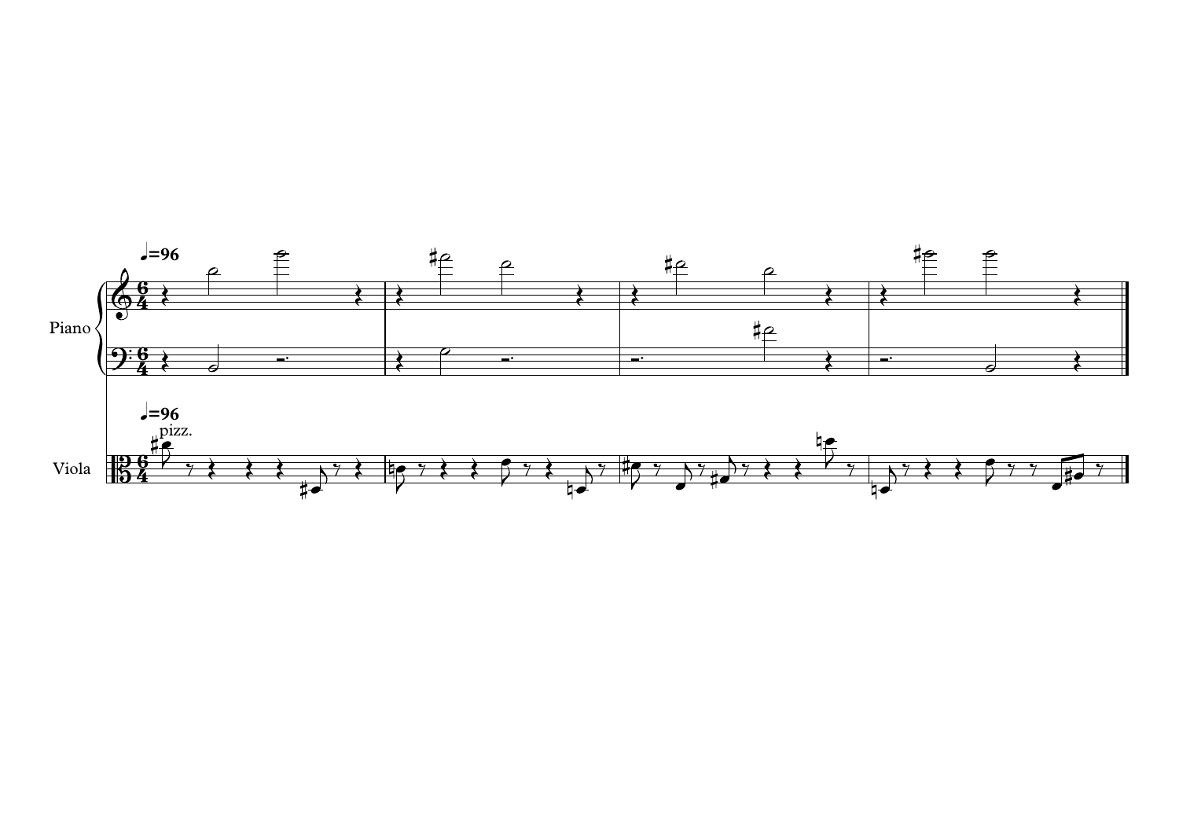Piano

Viola

♩=96

♩=96

pizz.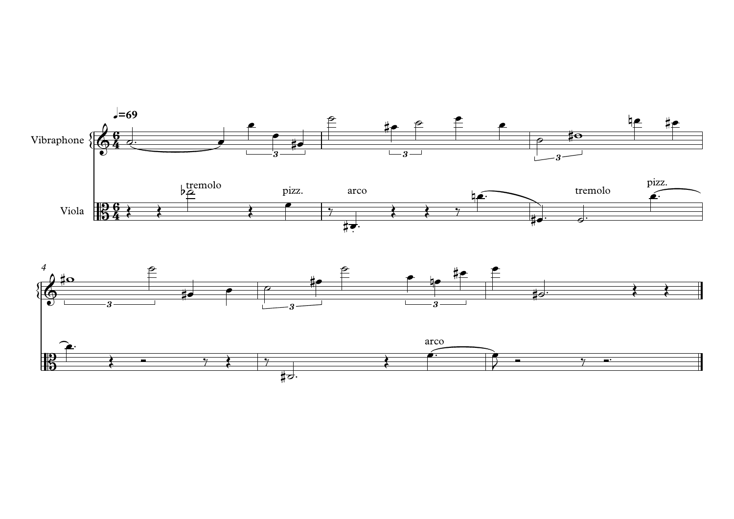♩=69

Vibraphone

Viola

tremolo

pizz.

arco

tremolo

pizz.

4

arco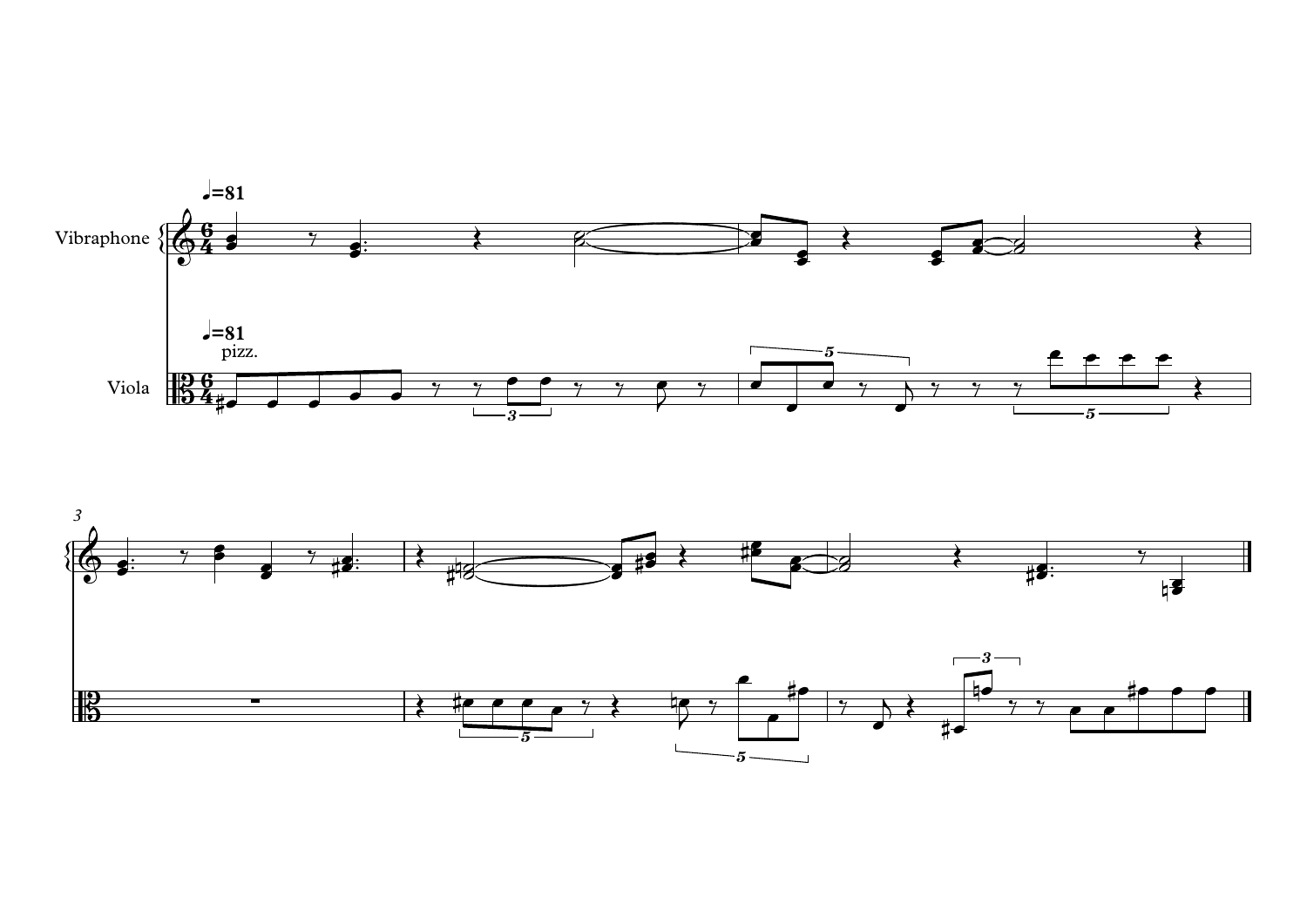♩=81

Vibraphone

♩=81

pizz.

Viola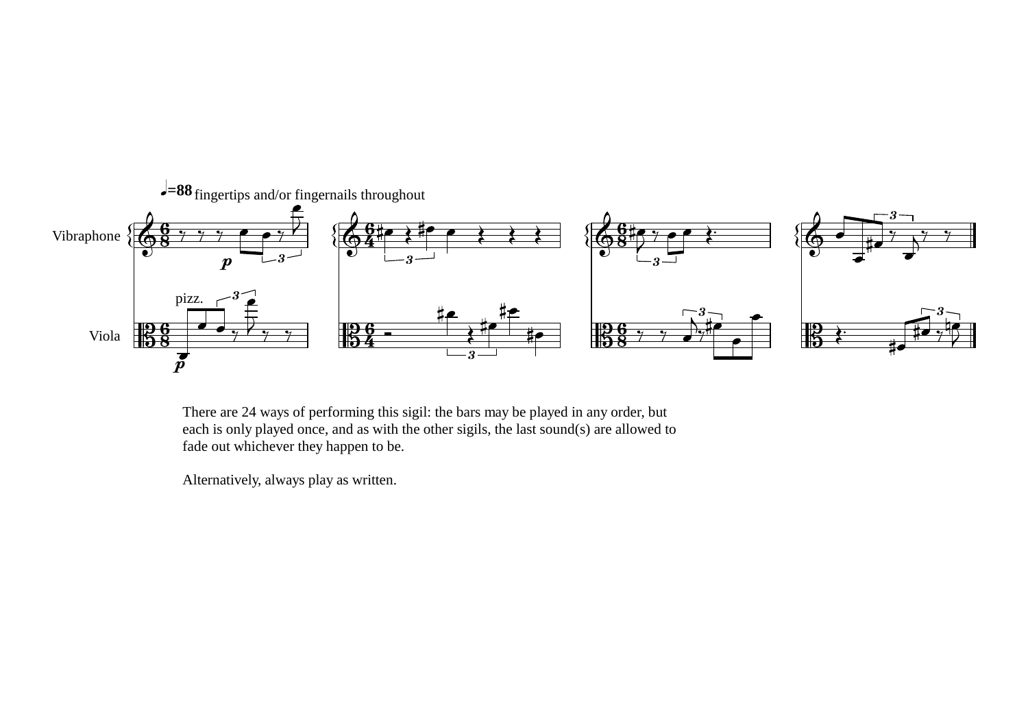There are 24 ways of performing this sigil: the bars may be played in any order, but each is only played once, and as with the other sigils, the last sound(s) are allowed to fade out whichever they happen to be.

Alternatively, always play as written.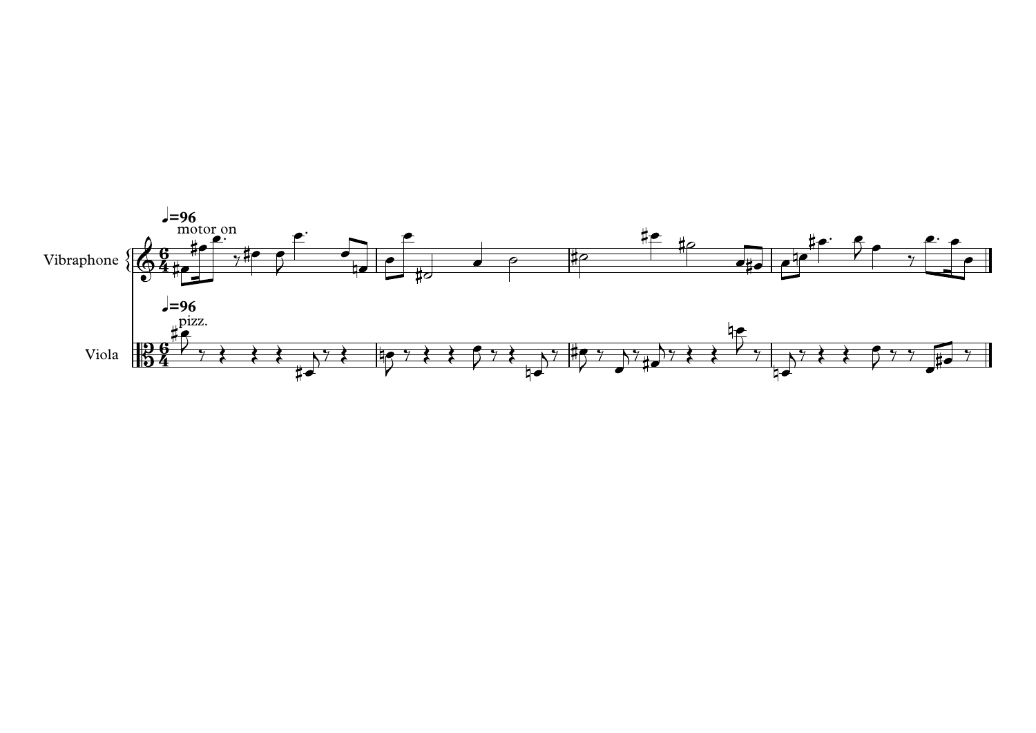♩=96

motor on

Vibraphone

♩=96

pizz.

Viola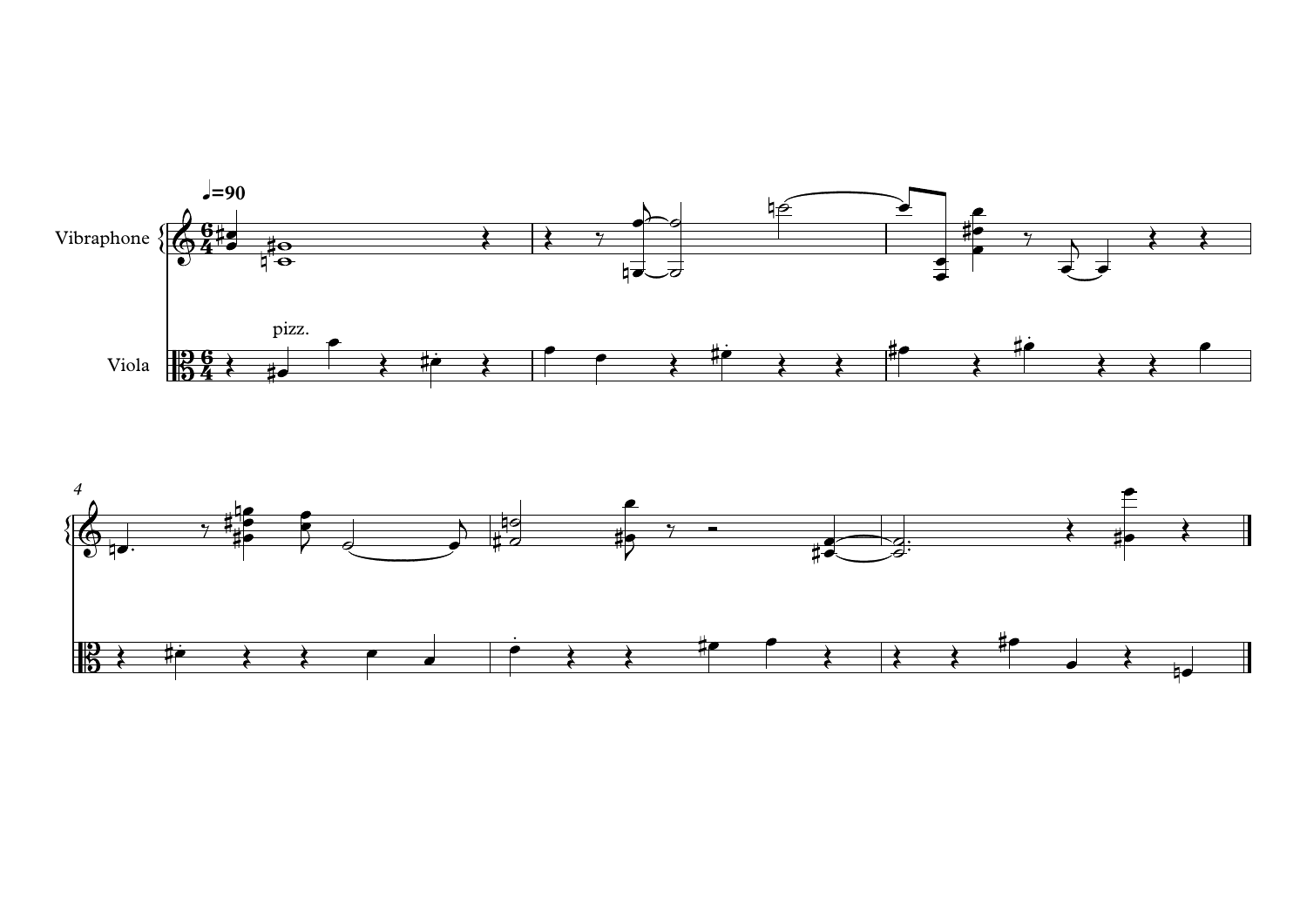♩=90

Vibraphone

Viola

pizz.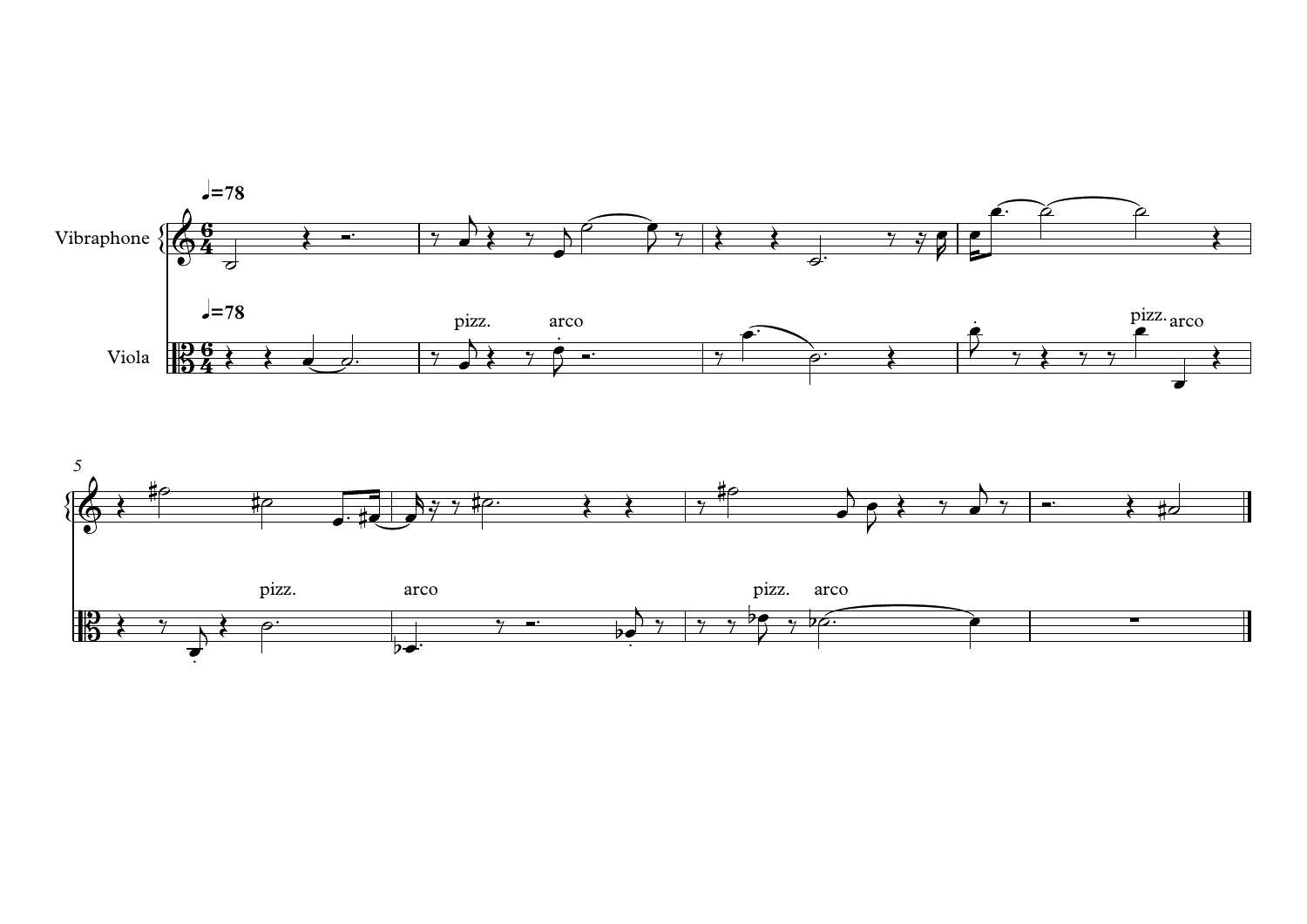♩=78

Vibraphone

Viola

pizz. arco pizz. arco

5

pizz. arco pizz. arco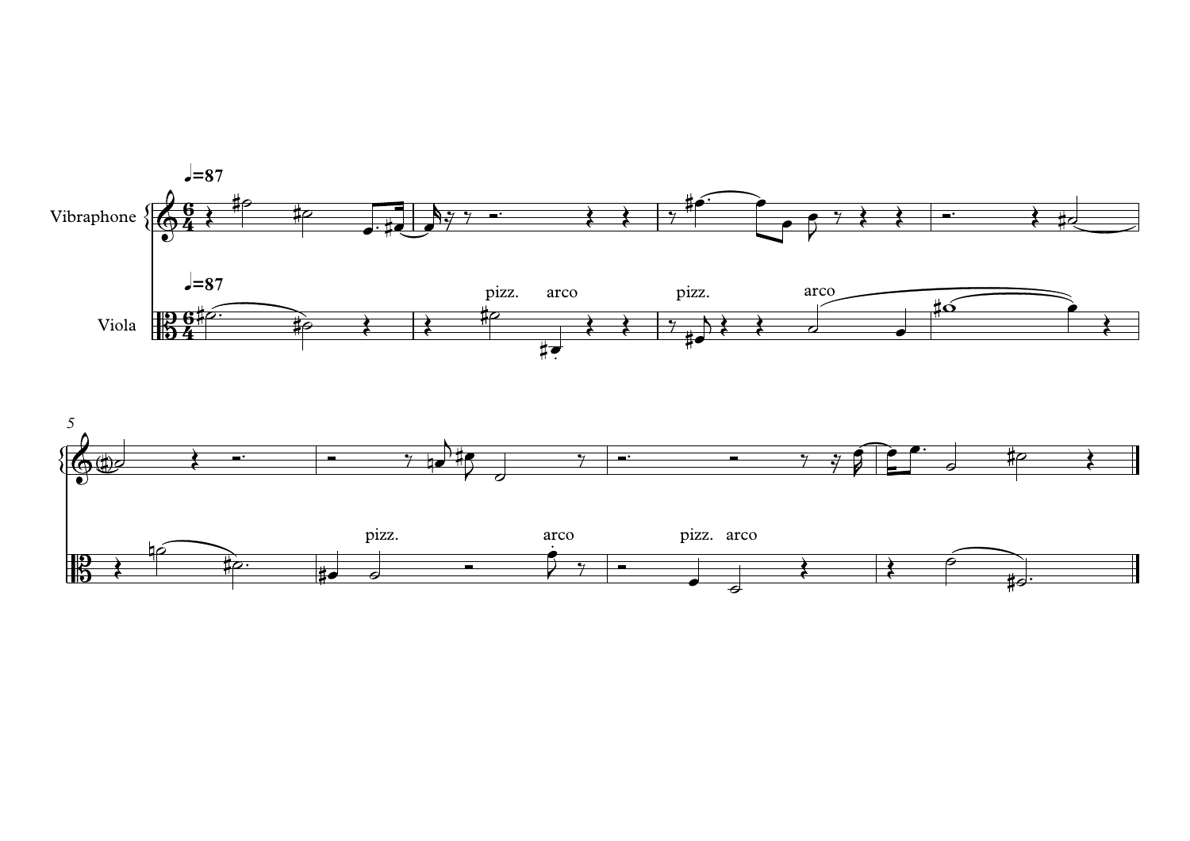Vibraphone

Viola

♩=87

♩=87

pizz. arco

pizz. arco

pizz. arco

pizz. arco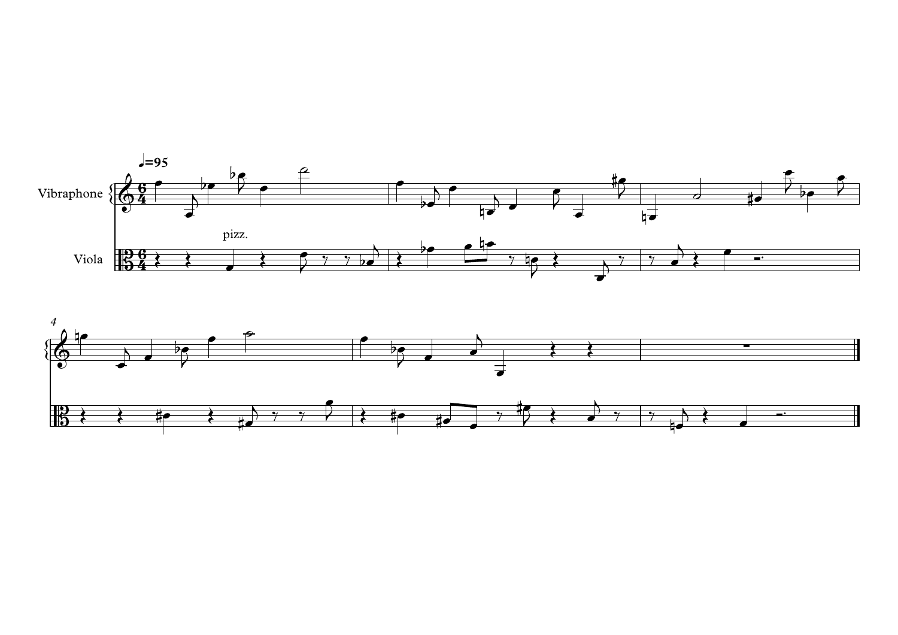♩=95

Vibraphone

Viola

pizz.

4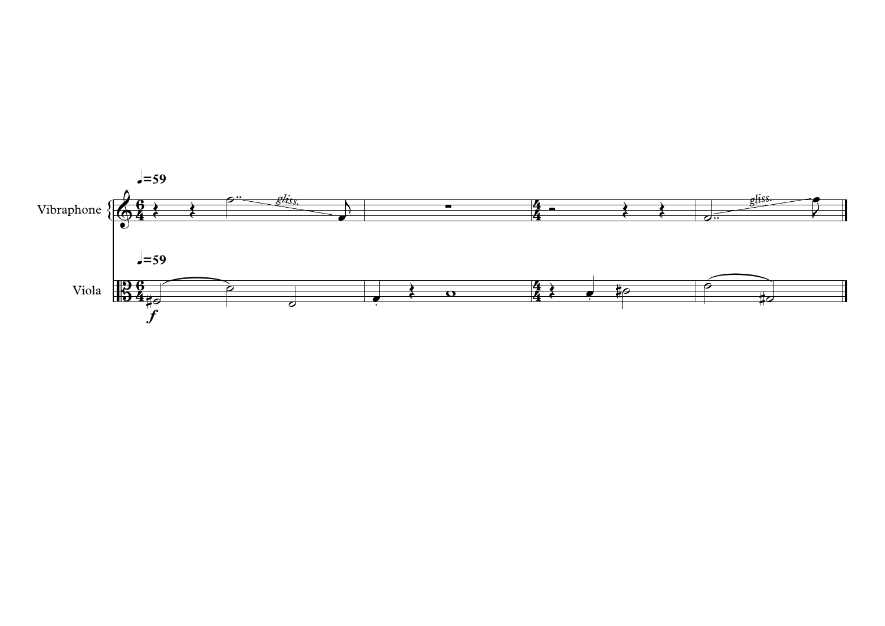♩=59

Vibraphone

*gliss.*

*gliss.*

♩=59

Viola

*f*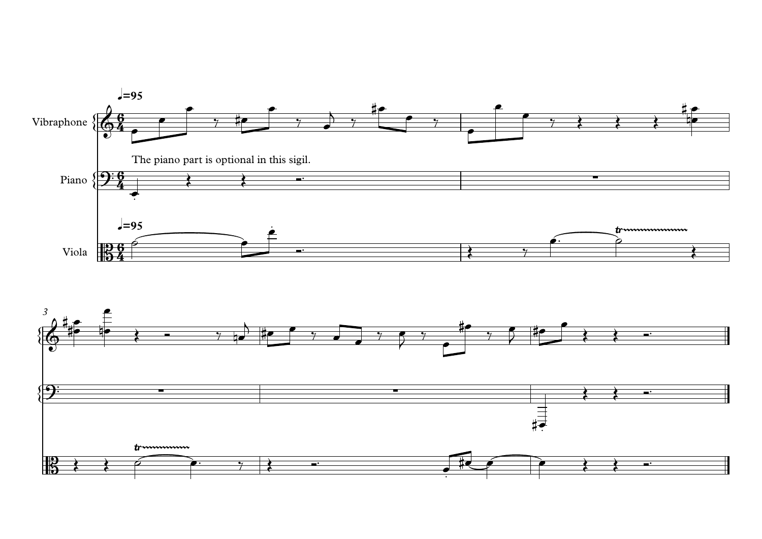Vibraphone

Piano

Viola

♩=95

The piano part is optional in this sigil.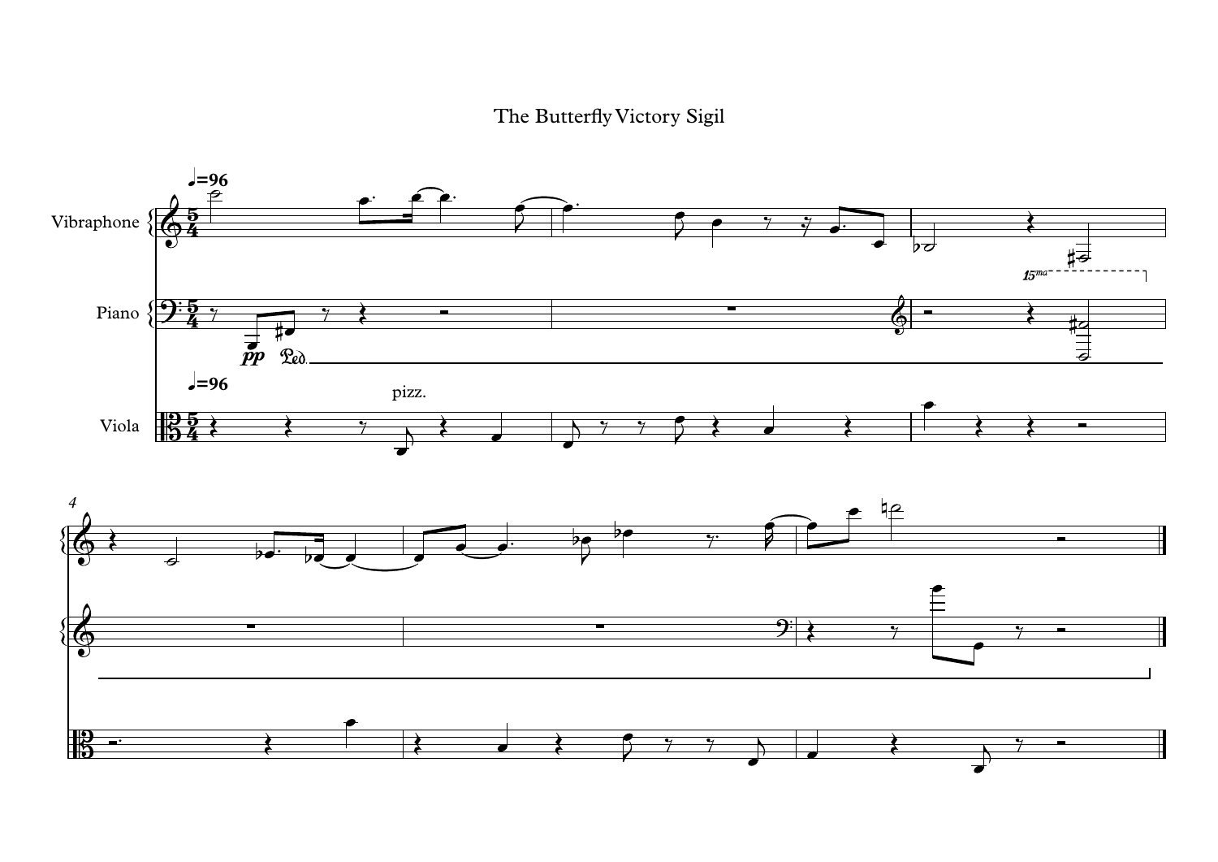# The Butterfly Victory Sigil